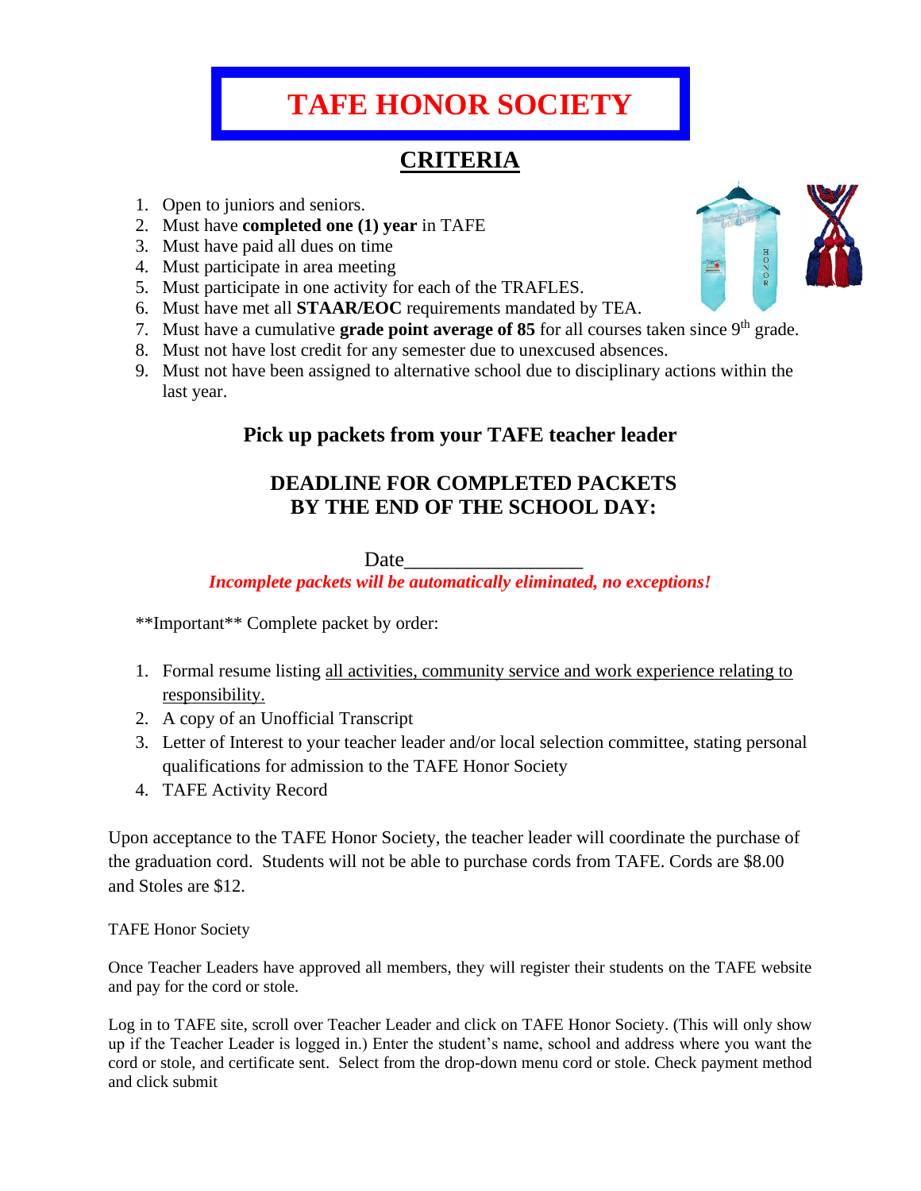# TAFE HONOR SOCIETY

## CRITERIA

1. Open to juniors and seniors.
2. Must have **completed one (1) year** in TAFE
3. Must have paid all dues on time
4. Must participate in area meeting
5. Must participate in one activity for each of the TRAFLES.
6. Must have met all **STAAR/EOC** requirements mandated by TEA.
7. Must have a cumulative **grade point average of 85** for all courses taken since 9th grade.
8. Must not have lost credit for any semester due to unexcused absences.
9. Must not have been assigned to alternative school due to disciplinary actions within the last year.

### Pick up packets from your TAFE teacher leader

### DEADLINE FOR COMPLETED PACKETS BY THE END OF THE SCHOOL DAY:

Date_________________

***Incomplete packets will be automatically eliminated, no exceptions!***

**Important** Complete packet by order:

1. Formal resume listing all activities, community service and work experience relating to responsibility.
2. A copy of an Unofficial Transcript
3. Letter of Interest to your teacher leader and/or local selection committee, stating personal qualifications for admission to the TAFE Honor Society
4. TAFE Activity Record

Upon acceptance to the TAFE Honor Society, the teacher leader will coordinate the purchase of the graduation cord. Students will not be able to purchase cords from TAFE. Cords are $8.00 and Stoles are $12.

TAFE Honor Society

Once Teacher Leaders have approved all members, they will register their students on the TAFE website and pay for the cord or stole.

Log in to TAFE site, scroll over Teacher Leader and click on TAFE Honor Society. (This will only show up if the Teacher Leader is logged in.) Enter the student's name, school and address where you want the cord or stole, and certificate sent. Select from the drop-down menu cord or stole. Check payment method and click submit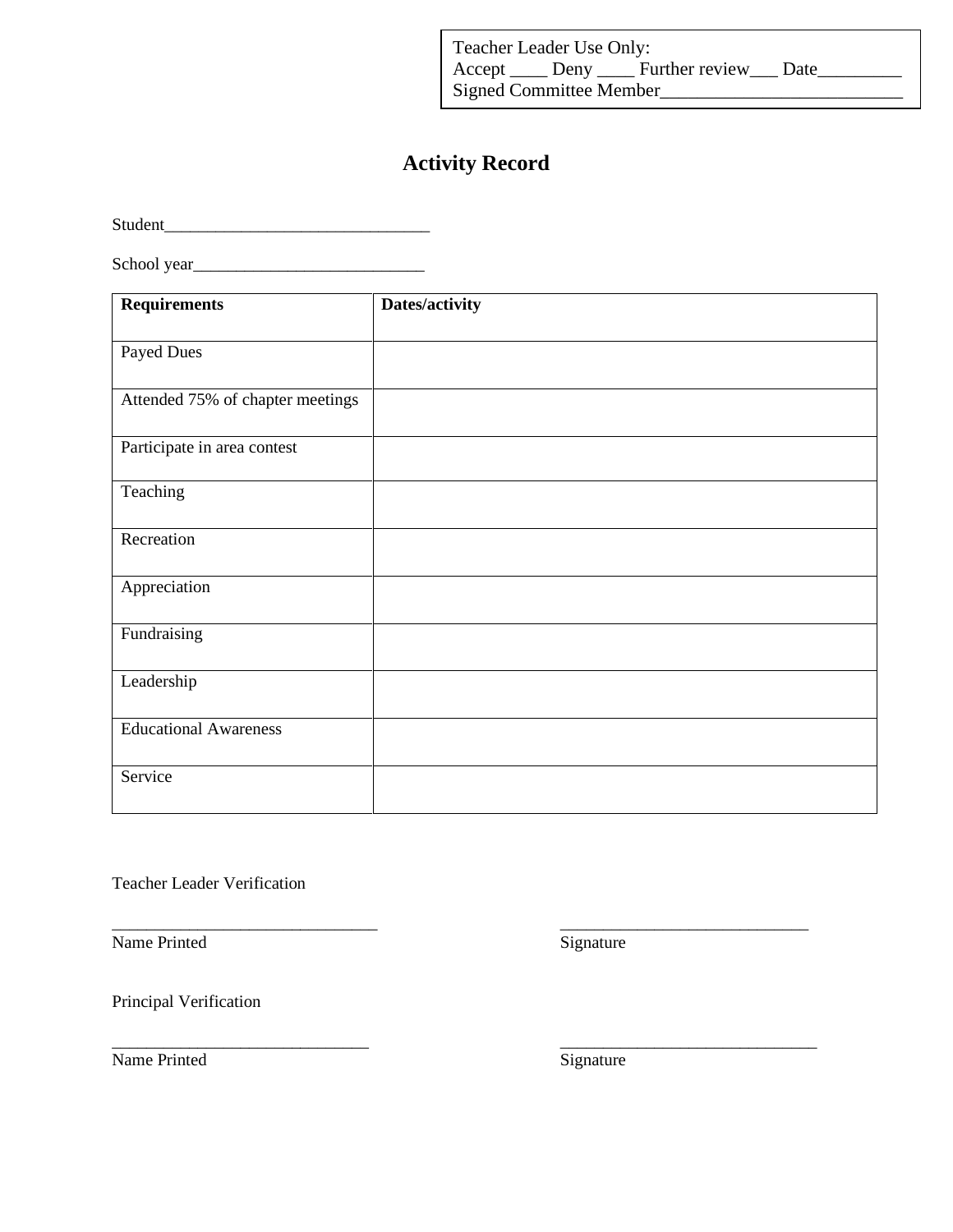Teacher Leader Use Only:
Accept ____ Deny ____ Further review___ Date_________
Signed Committee Member__________________________

# Activity Record

Student_______________________________

School year___________________________

| **Requirements** | **Dates/activity** |
|---|---|
| Payed Dues | |
| Attended 75% of chapter meetings | |
| Participate in area contest | |
| Teaching | |
| Recreation | |
| Appreciation | |
| Fundraising | |
| Leadership | |
| Educational Awareness | |
| Service | |

Teacher Leader Verification

_______________________________ _____________________________
Name Printed Signature

Principal Verification

______________________________ ______________________________
Name Printed Signature